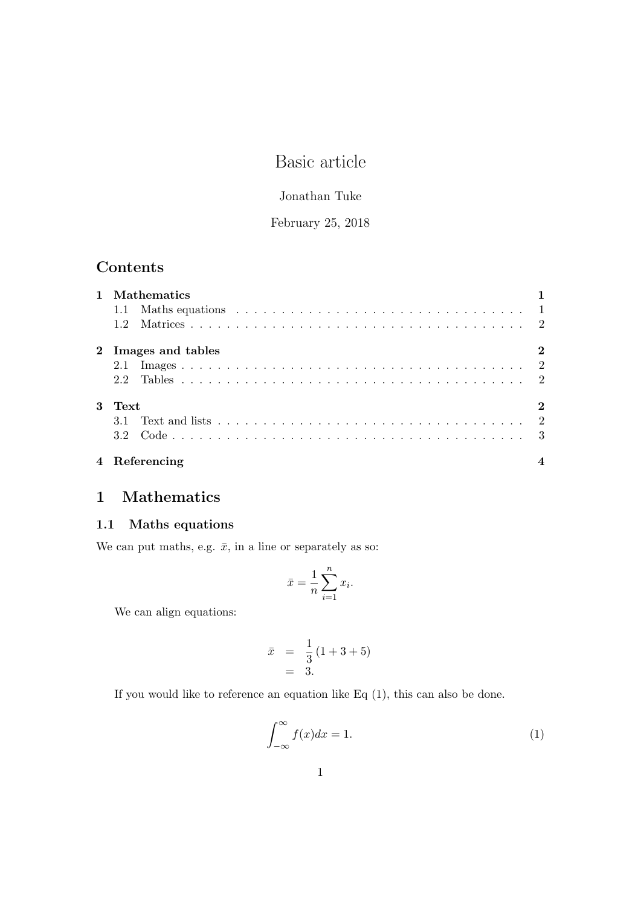# Basic article

Jonathan Tuke

February 25, 2018

## Contents

**1 Mathematics** **1**
- 1.1 Maths equations . . . . . 1
- 1.2 Matrices . . . . . 2

**2 Images and tables** **2**
- 2.1 Images . . . . . 2
- 2.2 Tables . . . . . 2

**3 Text** **2**
- 3.1 Text and lists . . . . . 2
- 3.2 Code . . . . . 3

**4 Referencing** **4**

## 1 Mathematics

### 1.1 Maths equations

We can put maths, e.g. $\bar{x}$, in a line or separately as so:

$$\bar{x} = \frac{1}{n}\sum_{i=1}^{n} x_i.$$

We can align equations:

$$\begin{aligned} \bar{x} &= \frac{1}{3}(1+3+5) \\ &= 3. \end{aligned}$$

If you would like to reference an equation like Eq (1), this can also be done.

$$\int_{-\infty}^{\infty} f(x)dx = 1. \tag{1}$$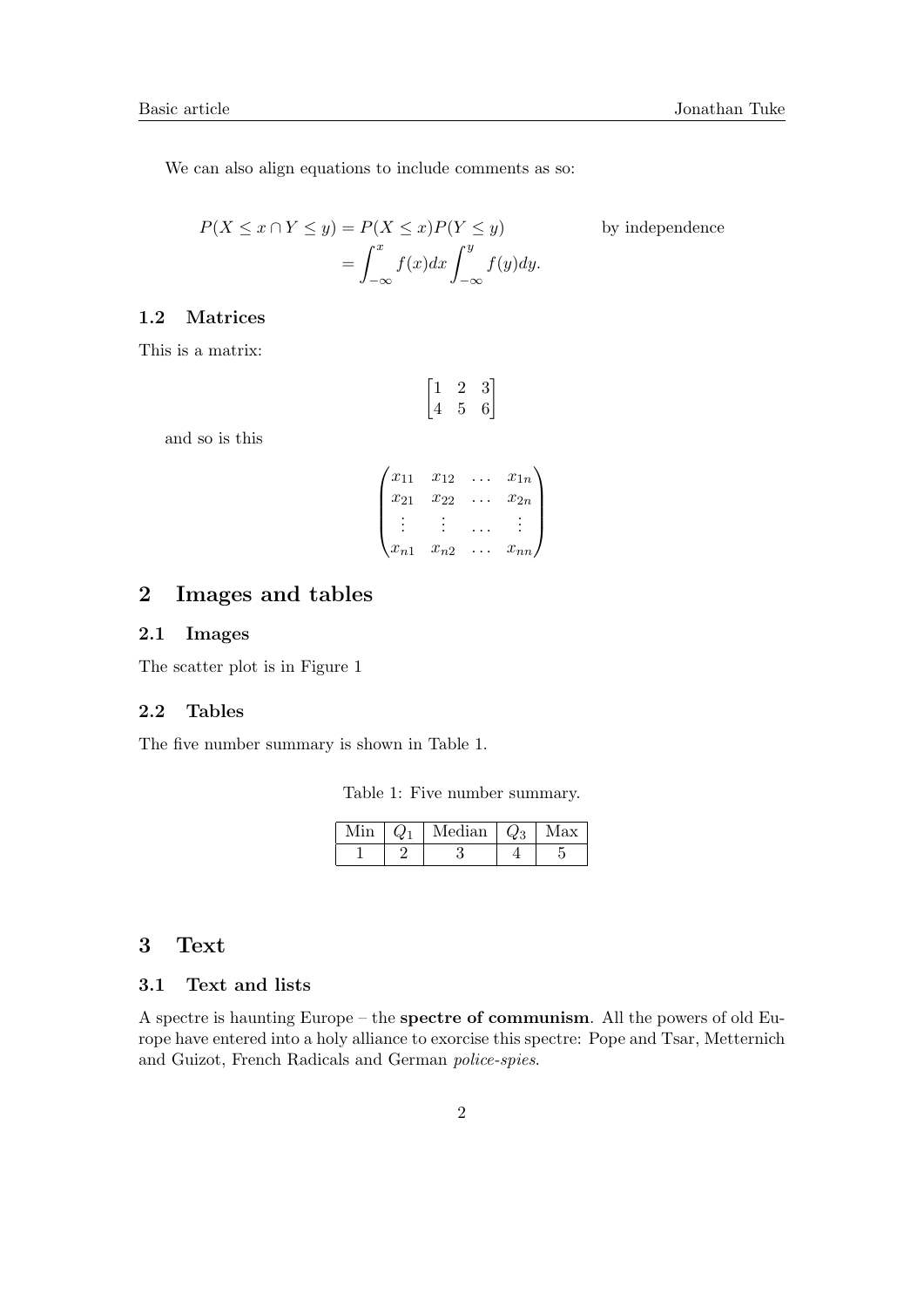We can also align equations to include comments as so:

$$
\begin{aligned}
P(X \leq x \cap Y \leq y) &= P(X \leq x)P(Y \leq y) && \text{by independence} \\
&= \int_{-\infty}^{x} f(x)dx \int_{-\infty}^{y} f(y)dy.
\end{aligned}
$$

### 1.2 Matrices

This is a matrix:

$$
\begin{bmatrix}
1 & 2 & 3 \\
4 & 5 & 6
\end{bmatrix}
$$

and so is this

$$
\begin{pmatrix}
x_{11} & x_{12} & \dots & x_{1n} \\
x_{21} & x_{22} & \dots & x_{2n} \\
\vdots & \vdots & \dots & \vdots \\
x_{n1} & x_{n2} & \dots & x_{nn}
\end{pmatrix}
$$

## 2 Images and tables

### 2.1 Images

The scatter plot is in Figure 1

### 2.2 Tables

The five number summary is shown in Table 1.

Table 1: Five number summary.

| Min | $Q_1$ | Median | $Q_3$ | Max |
|---|---|---|---|---|
| 1 | 2 | 3 | 4 | 5 |

## 3 Text

### 3.1 Text and lists

A spectre is haunting Europe – the **spectre of communism**. All the powers of old Europe have entered into a holy alliance to exorcise this spectre: Pope and Tsar, Metternich and Guizot, French Radicals and German *police-spies*.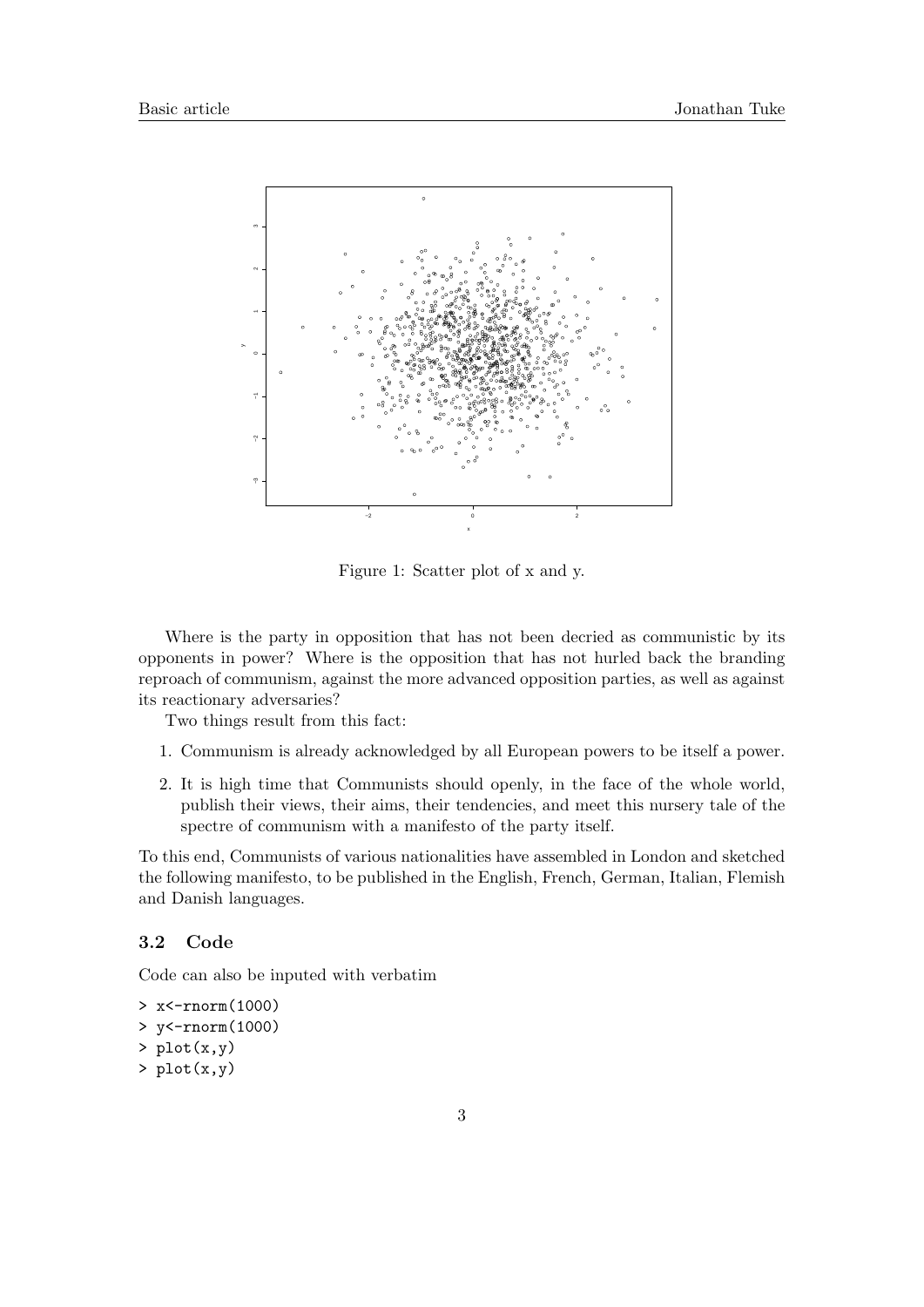Figure 1: Scatter plot of x and y.

Where is the party in opposition that has not been decried as communistic by its opponents in power? Where is the opposition that has not hurled back the branding reproach of communism, against the more advanced opposition parties, as well as against its reactionary adversaries?

Two things result from this fact:

1. Communism is already acknowledged by all European powers to be itself a power.
2. It is high time that Communists should openly, in the face of the whole world, publish their views, their aims, their tendencies, and meet this nursery tale of the spectre of communism with a manifesto of the party itself.

To this end, Communists of various nationalities have assembled in London and sketched the following manifesto, to be published in the English, French, German, Italian, Flemish and Danish languages.

### 3.2 Code

Code can also be inputed with verbatim

```
> x<-rnorm(1000)
> y<-rnorm(1000)
> plot(x,y)
> plot(x,y)
```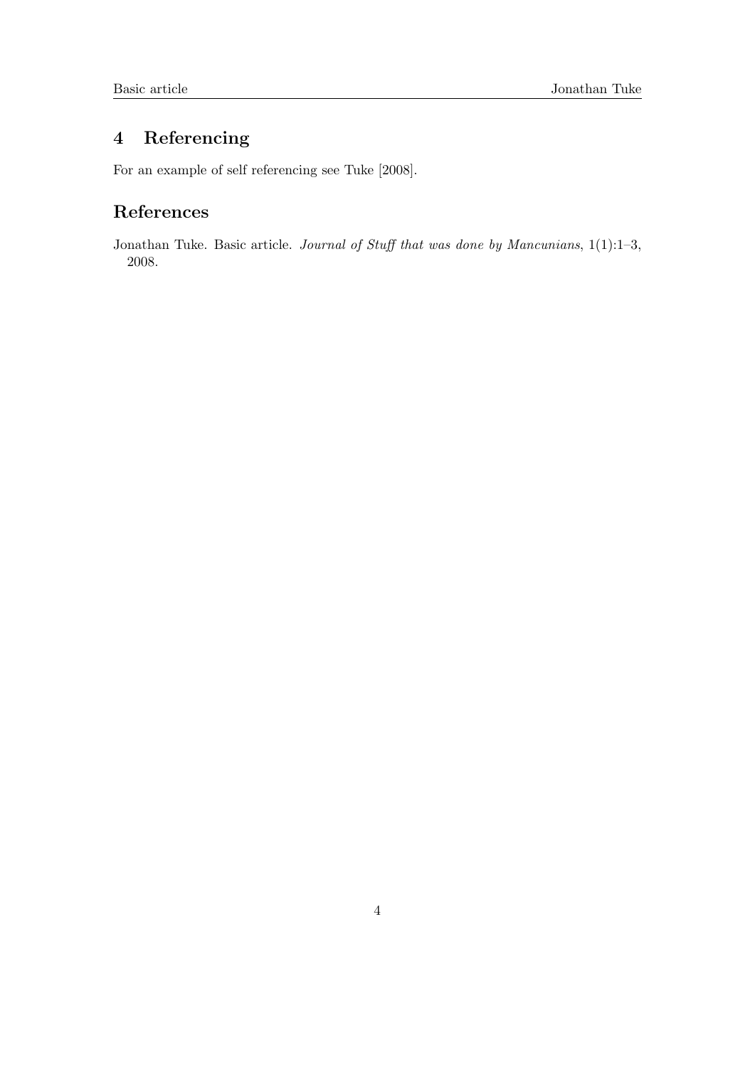## 4 Referencing

For an example of self referencing see Tuke [2008].

## References

Jonathan Tuke. Basic article. *Journal of Stuff that was done by Mancunians*, 1(1):1–3, 2008.